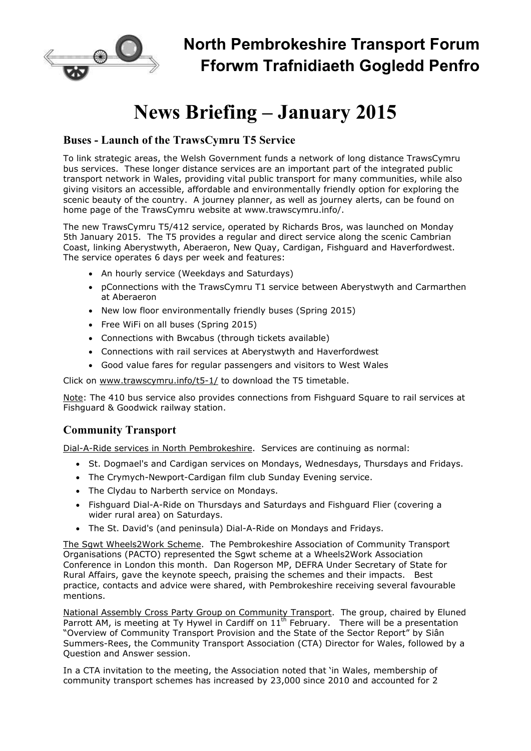# North Pembrokeshire Transport Forum
# Fforwm Trafnidiaeth Gogledd Penfro

# News Briefing – January 2015

## Buses - Launch of the TrawsCymru T5 Service

To link strategic areas, the Welsh Government funds a network of long distance TrawsCymru bus services. These longer distance services are an important part of the integrated public transport network in Wales, providing vital public transport for many communities, while also giving visitors an accessible, affordable and environmentally friendly option for exploring the scenic beauty of the country. A journey planner, as well as journey alerts, can be found on home page of the TrawsCymru website at www.trawscymru.info/.

The new TrawsCymru T5/412 service, operated by Richards Bros, was launched on Monday 5th January 2015. The T5 provides a regular and direct service along the scenic Cambrian Coast, linking Aberystwyth, Aberaeron, New Quay, Cardigan, Fishguard and Haverfordwest. The service operates 6 days per week and features:

- An hourly service (Weekdays and Saturdays)
- pConnections with the TrawsCymru T1 service between Aberystwyth and Carmarthen at Aberaeron
- New low floor environmentally friendly buses (Spring 2015)
- Free WiFi on all buses (Spring 2015)
- Connections with Bwcabus (through tickets available)
- Connections with rail services at Aberystwyth and Haverfordwest
- Good value fares for regular passengers and visitors to West Wales

Click on www.trawscymru.info/t5-1/ to download the T5 timetable.

Note: The 410 bus service also provides connections from Fishguard Square to rail services at Fishguard & Goodwick railway station.

## Community Transport

Dial-A-Ride services in North Pembrokeshire. Services are continuing as normal:

- St. Dogmael's and Cardigan services on Mondays, Wednesdays, Thursdays and Fridays.
- The Crymych-Newport-Cardigan film club Sunday Evening service.
- The Clydau to Narberth service on Mondays.
- Fishguard Dial-A-Ride on Thursdays and Saturdays and Fishguard Flier (covering a wider rural area) on Saturdays.
- The St. David's (and peninsula) Dial-A-Ride on Mondays and Fridays.

The Sgwt Wheels2Work Scheme. The Pembrokeshire Association of Community Transport Organisations (PACTO) represented the Sgwt scheme at a Wheels2Work Association Conference in London this month. Dan Rogerson MP, DEFRA Under Secretary of State for Rural Affairs, gave the keynote speech, praising the schemes and their impacts. Best practice, contacts and advice were shared, with Pembrokeshire receiving several favourable mentions.

National Assembly Cross Party Group on Community Transport. The group, chaired by Eluned Parrott AM, is meeting at Ty Hywel in Cardiff on 11th February. There will be a presentation "Overview of Community Transport Provision and the State of the Sector Report" by Siân Summers-Rees, the Community Transport Association (CTA) Director for Wales, followed by a Question and Answer session.

In a CTA invitation to the meeting, the Association noted that 'in Wales, membership of community transport schemes has increased by 23,000 since 2010 and accounted for 2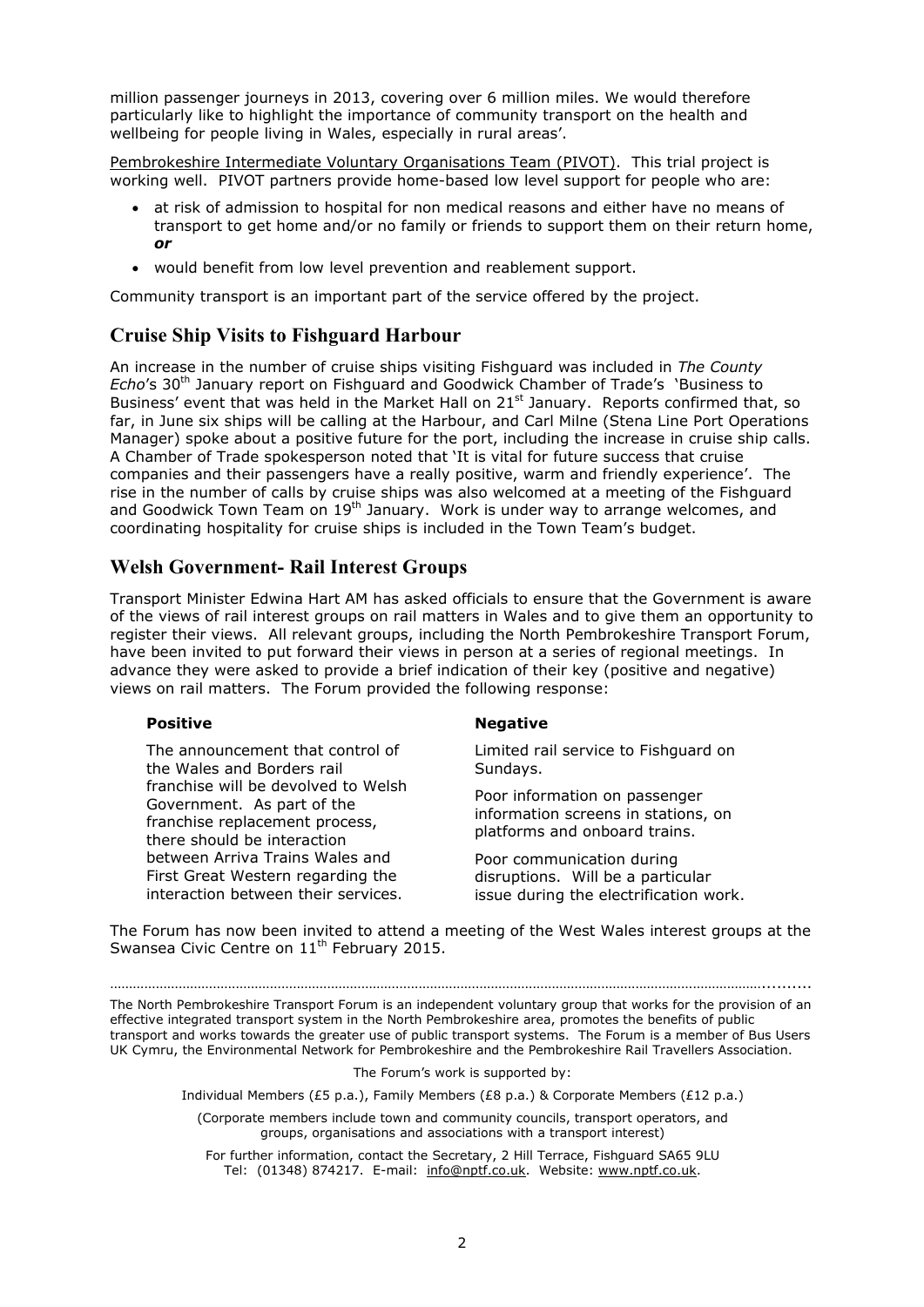million passenger journeys in 2013, covering over 6 million miles. We would therefore particularly like to highlight the importance of community transport on the health and wellbeing for people living in Wales, especially in rural areas'.

Pembrokeshire Intermediate Voluntary Organisations Team (PIVOT). This trial project is working well. PIVOT partners provide home-based low level support for people who are:

- at risk of admission to hospital for non medical reasons and either have no means of transport to get home and/or no family or friends to support them on their return home, ***or***
- would benefit from low level prevention and reablement support.

Community transport is an important part of the service offered by the project.

## Cruise Ship Visits to Fishguard Harbour

An increase in the number of cruise ships visiting Fishguard was included in *The County Echo*'s 30th January report on Fishguard and Goodwick Chamber of Trade's 'Business to Business' event that was held in the Market Hall on 21st January. Reports confirmed that, so far, in June six ships will be calling at the Harbour, and Carl Milne (Stena Line Port Operations Manager) spoke about a positive future for the port, including the increase in cruise ship calls. A Chamber of Trade spokesperson noted that 'It is vital for future success that cruise companies and their passengers have a really positive, warm and friendly experience'. The rise in the number of calls by cruise ships was also welcomed at a meeting of the Fishguard and Goodwick Town Team on 19th January. Work is under way to arrange welcomes, and coordinating hospitality for cruise ships is included in the Town Team's budget.

## Welsh Government- Rail Interest Groups

Transport Minister Edwina Hart AM has asked officials to ensure that the Government is aware of the views of rail interest groups on rail matters in Wales and to give them an opportunity to register their views. All relevant groups, including the North Pembrokeshire Transport Forum, have been invited to put forward their views in person at a series of regional meetings. In advance they were asked to provide a brief indication of their key (positive and negative) views on rail matters. The Forum provided the following response:

| **Positive** | **Negative** |
| --- | --- |
| The announcement that control of the Wales and Borders rail franchise will be devolved to Welsh Government. As part of the franchise replacement process, there should be interaction between Arriva Trains Wales and First Great Western regarding the interaction between their services. | Limited rail service to Fishguard on Sundays.<br><br>Poor information on passenger information screens in stations, on platforms and onboard trains.<br><br>Poor communication during disruptions. Will be a particular issue during the electrification work. |

The Forum has now been invited to attend a meeting of the West Wales interest groups at the Swansea Civic Centre on 11th February 2015.

………………………………………………………………………………………………………………………………………………..........

The North Pembrokeshire Transport Forum is an independent voluntary group that works for the provision of an effective integrated transport system in the North Pembrokeshire area, promotes the benefits of public transport and works towards the greater use of public transport systems. The Forum is a member of Bus Users UK Cymru, the Environmental Network for Pembrokeshire and the Pembrokeshire Rail Travellers Association.

The Forum's work is supported by:

Individual Members (£5 p.a.), Family Members (£8 p.a.) & Corporate Members (£12 p.a.)

(Corporate members include town and community councils, transport operators, and groups, organisations and associations with a transport interest)

For further information, contact the Secretary, 2 Hill Terrace, Fishguard SA65 9LU
Tel: (01348) 874217. E-mail: info@nptf.co.uk. Website: www.nptf.co.uk.